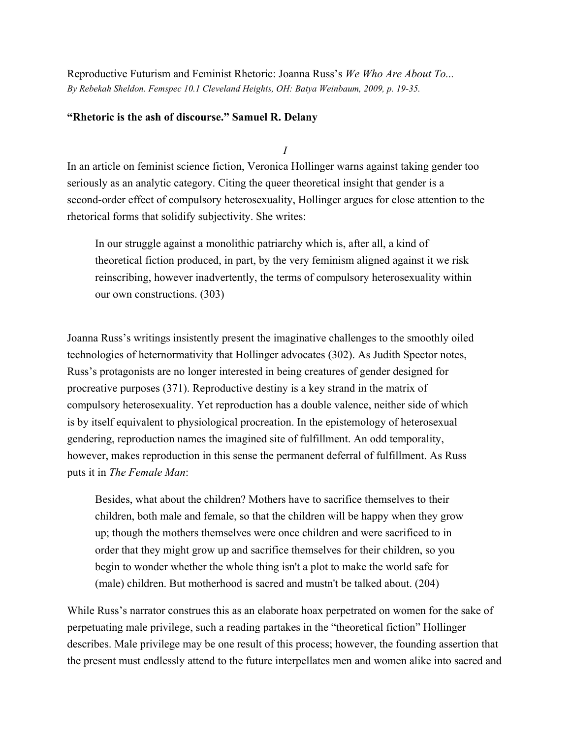Reproductive Futurism and Feminist Rhetoric: Joanna Russ's *We Who Are About To...*
*By Rebekah Sheldon. Femspec 10.1 Cleveland Heights, OH: Batya Weinbaum, 2009, p. 19-35.*

**"Rhetoric is the ash of discourse." Samuel R. Delany**

## *I*

In an article on feminist science fiction, Veronica Hollinger warns against taking gender too seriously as an analytic category. Citing the queer theoretical insight that gender is a second-order effect of compulsory heterosexuality, Hollinger argues for close attention to the rhetorical forms that solidify subjectivity. She writes:

> In our struggle against a monolithic patriarchy which is, after all, a kind of theoretical fiction produced, in part, by the very feminism aligned against it we risk reinscribing, however inadvertently, the terms of compulsory heterosexuality within our own constructions. (303)

Joanna Russ's writings insistently present the imaginative challenges to the smoothly oiled technologies of heternormativity that Hollinger advocates (302). As Judith Spector notes, Russ's protagonists are no longer interested in being creatures of gender designed for procreative purposes (371). Reproductive destiny is a key strand in the matrix of compulsory heterosexuality. Yet reproduction has a double valence, neither side of which is by itself equivalent to physiological procreation. In the epistemology of heterosexual gendering, reproduction names the imagined site of fulfillment. An odd temporality, however, makes reproduction in this sense the permanent deferral of fulfillment. As Russ puts it in *The Female Man*:

> Besides, what about the children? Mothers have to sacrifice themselves to their children, both male and female, so that the children will be happy when they grow up; though the mothers themselves were once children and were sacrificed to in order that they might grow up and sacrifice themselves for their children, so you begin to wonder whether the whole thing isn't a plot to make the world safe for (male) children. But motherhood is sacred and mustn't be talked about. (204)

While Russ's narrator construes this as an elaborate hoax perpetrated on women for the sake of perpetuating male privilege, such a reading partakes in the "theoretical fiction" Hollinger describes. Male privilege may be one result of this process; however, the founding assertion that the present must endlessly attend to the future interpellates men and women alike into sacred and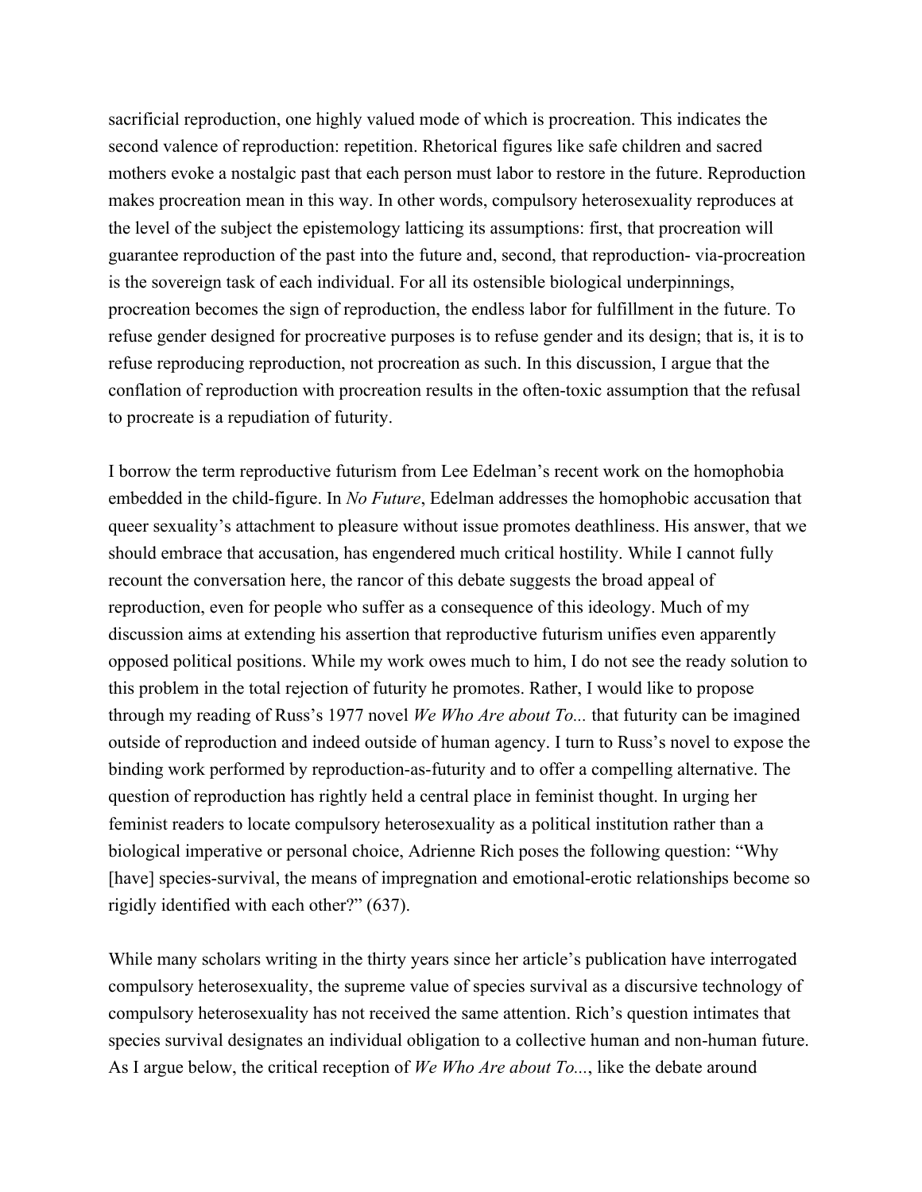sacrificial reproduction, one highly valued mode of which is procreation. This indicates the second valence of reproduction: repetition. Rhetorical figures like safe children and sacred mothers evoke a nostalgic past that each person must labor to restore in the future. Reproduction makes procreation mean in this way. In other words, compulsory heterosexuality reproduces at the level of the subject the epistemology latticing its assumptions: first, that procreation will guarantee reproduction of the past into the future and, second, that reproduction- via-procreation is the sovereign task of each individual. For all its ostensible biological underpinnings, procreation becomes the sign of reproduction, the endless labor for fulfillment in the future. To refuse gender designed for procreative purposes is to refuse gender and its design; that is, it is to refuse reproducing reproduction, not procreation as such. In this discussion, I argue that the conflation of reproduction with procreation results in the often-toxic assumption that the refusal to procreate is a repudiation of futurity.

I borrow the term reproductive futurism from Lee Edelman's recent work on the homophobia embedded in the child-figure. In *No Future*, Edelman addresses the homophobic accusation that queer sexuality's attachment to pleasure without issue promotes deathliness. His answer, that we should embrace that accusation, has engendered much critical hostility. While I cannot fully recount the conversation here, the rancor of this debate suggests the broad appeal of reproduction, even for people who suffer as a consequence of this ideology. Much of my discussion aims at extending his assertion that reproductive futurism unifies even apparently opposed political positions. While my work owes much to him, I do not see the ready solution to this problem in the total rejection of futurity he promotes. Rather, I would like to propose through my reading of Russ's 1977 novel *We Who Are about To...* that futurity can be imagined outside of reproduction and indeed outside of human agency. I turn to Russ's novel to expose the binding work performed by reproduction-as-futurity and to offer a compelling alternative. The question of reproduction has rightly held a central place in feminist thought. In urging her feminist readers to locate compulsory heterosexuality as a political institution rather than a biological imperative or personal choice, Adrienne Rich poses the following question: "Why [have] species-survival, the means of impregnation and emotional-erotic relationships become so rigidly identified with each other?" (637).

While many scholars writing in the thirty years since her article's publication have interrogated compulsory heterosexuality, the supreme value of species survival as a discursive technology of compulsory heterosexuality has not received the same attention. Rich's question intimates that species survival designates an individual obligation to a collective human and non-human future. As I argue below, the critical reception of *We Who Are about To...*, like the debate around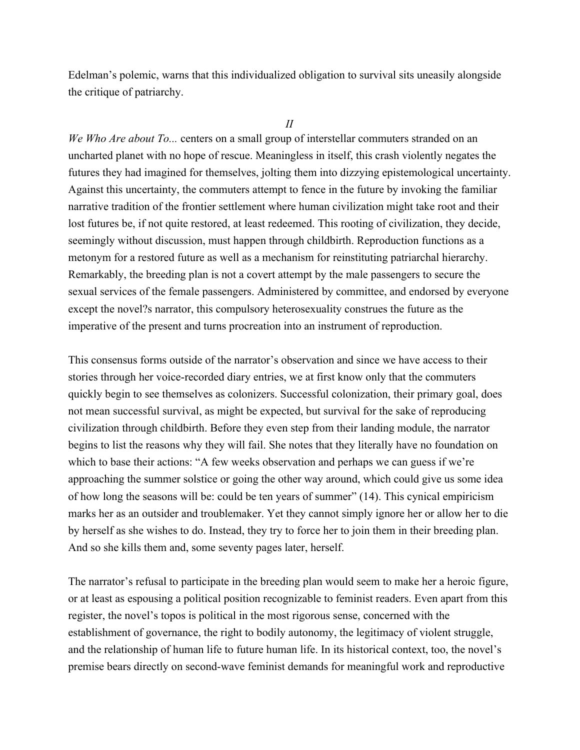Edelman's polemic, warns that this individualized obligation to survival sits uneasily alongside the critique of patriarchy.

## *II*

*We Who Are about To...* centers on a small group of interstellar commuters stranded on an uncharted planet with no hope of rescue. Meaningless in itself, this crash violently negates the futures they had imagined for themselves, jolting them into dizzying epistemological uncertainty. Against this uncertainty, the commuters attempt to fence in the future by invoking the familiar narrative tradition of the frontier settlement where human civilization might take root and their lost futures be, if not quite restored, at least redeemed. This rooting of civilization, they decide, seemingly without discussion, must happen through childbirth. Reproduction functions as a metonym for a restored future as well as a mechanism for reinstituting patriarchal hierarchy. Remarkably, the breeding plan is not a covert attempt by the male passengers to secure the sexual services of the female passengers. Administered by committee, and endorsed by everyone except the novel?s narrator, this compulsory heterosexuality construes the future as the imperative of the present and turns procreation into an instrument of reproduction.

This consensus forms outside of the narrator's observation and since we have access to their stories through her voice-recorded diary entries, we at first know only that the commuters quickly begin to see themselves as colonizers. Successful colonization, their primary goal, does not mean successful survival, as might be expected, but survival for the sake of reproducing civilization through childbirth. Before they even step from their landing module, the narrator begins to list the reasons why they will fail. She notes that they literally have no foundation on which to base their actions: "A few weeks observation and perhaps we can guess if we're approaching the summer solstice or going the other way around, which could give us some idea of how long the seasons will be: could be ten years of summer" (14). This cynical empiricism marks her as an outsider and troublemaker. Yet they cannot simply ignore her or allow her to die by herself as she wishes to do. Instead, they try to force her to join them in their breeding plan. And so she kills them and, some seventy pages later, herself.

The narrator's refusal to participate in the breeding plan would seem to make her a heroic figure, or at least as espousing a political position recognizable to feminist readers. Even apart from this register, the novel's topos is political in the most rigorous sense, concerned with the establishment of governance, the right to bodily autonomy, the legitimacy of violent struggle, and the relationship of human life to future human life. In its historical context, too, the novel's premise bears directly on second-wave feminist demands for meaningful work and reproductive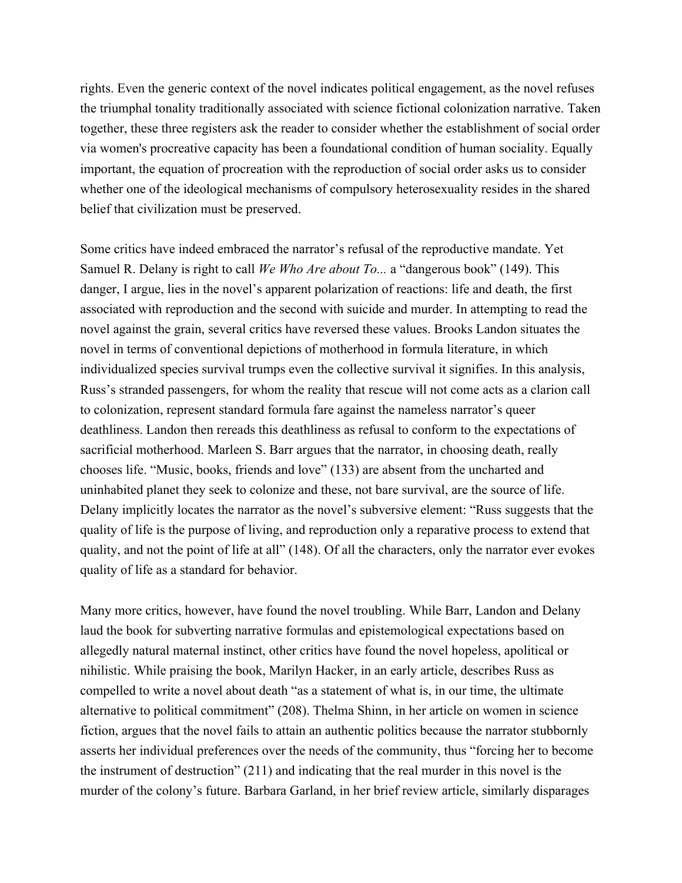rights. Even the generic context of the novel indicates political engagement, as the novel refuses the triumphal tonality traditionally associated with science fictional colonization narrative. Taken together, these three registers ask the reader to consider whether the establishment of social order via women's procreative capacity has been a foundational condition of human sociality. Equally important, the equation of procreation with the reproduction of social order asks us to consider whether one of the ideological mechanisms of compulsory heterosexuality resides in the shared belief that civilization must be preserved.

Some critics have indeed embraced the narrator's refusal of the reproductive mandate. Yet Samuel R. Delany is right to call *We Who Are about To...* a "dangerous book" (149). This danger, I argue, lies in the novel's apparent polarization of reactions: life and death, the first associated with reproduction and the second with suicide and murder. In attempting to read the novel against the grain, several critics have reversed these values. Brooks Landon situates the novel in terms of conventional depictions of motherhood in formula literature, in which individualized species survival trumps even the collective survival it signifies. In this analysis, Russ's stranded passengers, for whom the reality that rescue will not come acts as a clarion call to colonization, represent standard formula fare against the nameless narrator's queer deathliness. Landon then rereads this deathliness as refusal to conform to the expectations of sacrificial motherhood. Marleen S. Barr argues that the narrator, in choosing death, really chooses life. "Music, books, friends and love" (133) are absent from the uncharted and uninhabited planet they seek to colonize and these, not bare survival, are the source of life. Delany implicitly locates the narrator as the novel's subversive element: "Russ suggests that the quality of life is the purpose of living, and reproduction only a reparative process to extend that quality, and not the point of life at all" (148). Of all the characters, only the narrator ever evokes quality of life as a standard for behavior.

Many more critics, however, have found the novel troubling. While Barr, Landon and Delany laud the book for subverting narrative formulas and epistemological expectations based on allegedly natural maternal instinct, other critics have found the novel hopeless, apolitical or nihilistic. While praising the book, Marilyn Hacker, in an early article, describes Russ as compelled to write a novel about death "as a statement of what is, in our time, the ultimate alternative to political commitment" (208). Thelma Shinn, in her article on women in science fiction, argues that the novel fails to attain an authentic politics because the narrator stubbornly asserts her individual preferences over the needs of the community, thus "forcing her to become the instrument of destruction" (211) and indicating that the real murder in this novel is the murder of the colony's future. Barbara Garland, in her brief review article, similarly disparages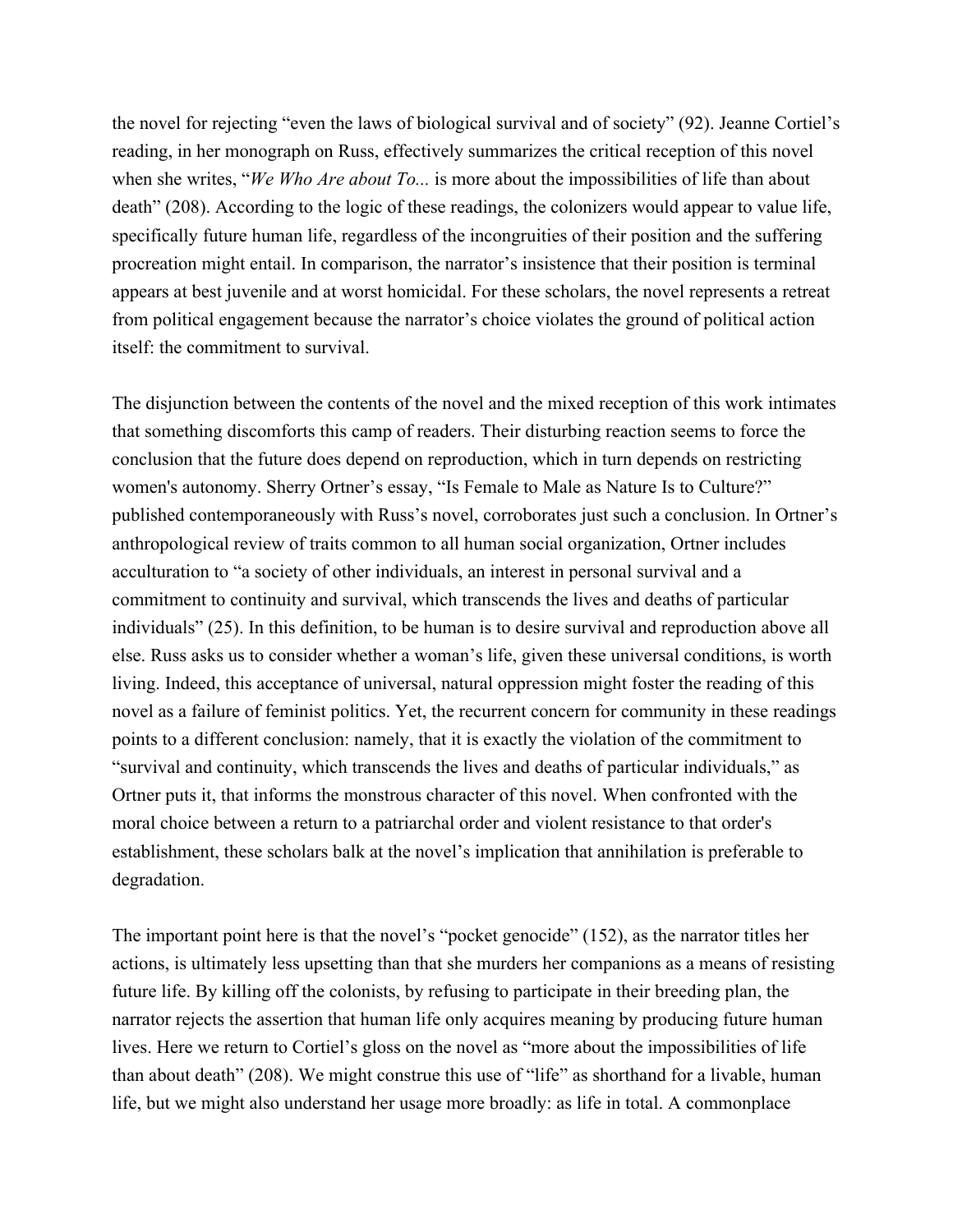the novel for rejecting "even the laws of biological survival and of society" (92). Jeanne Cortiel's reading, in her monograph on Russ, effectively summarizes the critical reception of this novel when she writes, "*We Who Are about To...* is more about the impossibilities of life than about death" (208). According to the logic of these readings, the colonizers would appear to value life, specifically future human life, regardless of the incongruities of their position and the suffering procreation might entail. In comparison, the narrator's insistence that their position is terminal appears at best juvenile and at worst homicidal. For these scholars, the novel represents a retreat from political engagement because the narrator's choice violates the ground of political action itself: the commitment to survival.

The disjunction between the contents of the novel and the mixed reception of this work intimates that something discomforts this camp of readers. Their disturbing reaction seems to force the conclusion that the future does depend on reproduction, which in turn depends on restricting women's autonomy. Sherry Ortner's essay, "Is Female to Male as Nature Is to Culture?" published contemporaneously with Russ's novel, corroborates just such a conclusion. In Ortner's anthropological review of traits common to all human social organization, Ortner includes acculturation to "a society of other individuals, an interest in personal survival and a commitment to continuity and survival, which transcends the lives and deaths of particular individuals" (25). In this definition, to be human is to desire survival and reproduction above all else. Russ asks us to consider whether a woman's life, given these universal conditions, is worth living. Indeed, this acceptance of universal, natural oppression might foster the reading of this novel as a failure of feminist politics. Yet, the recurrent concern for community in these readings points to a different conclusion: namely, that it is exactly the violation of the commitment to "survival and continuity, which transcends the lives and deaths of particular individuals," as Ortner puts it, that informs the monstrous character of this novel. When confronted with the moral choice between a return to a patriarchal order and violent resistance to that order's establishment, these scholars balk at the novel's implication that annihilation is preferable to degradation.

The important point here is that the novel's "pocket genocide" (152), as the narrator titles her actions, is ultimately less upsetting than that she murders her companions as a means of resisting future life. By killing off the colonists, by refusing to participate in their breeding plan, the narrator rejects the assertion that human life only acquires meaning by producing future human lives. Here we return to Cortiel's gloss on the novel as "more about the impossibilities of life than about death" (208). We might construe this use of "life" as shorthand for a livable, human life, but we might also understand her usage more broadly: as life in total. A commonplace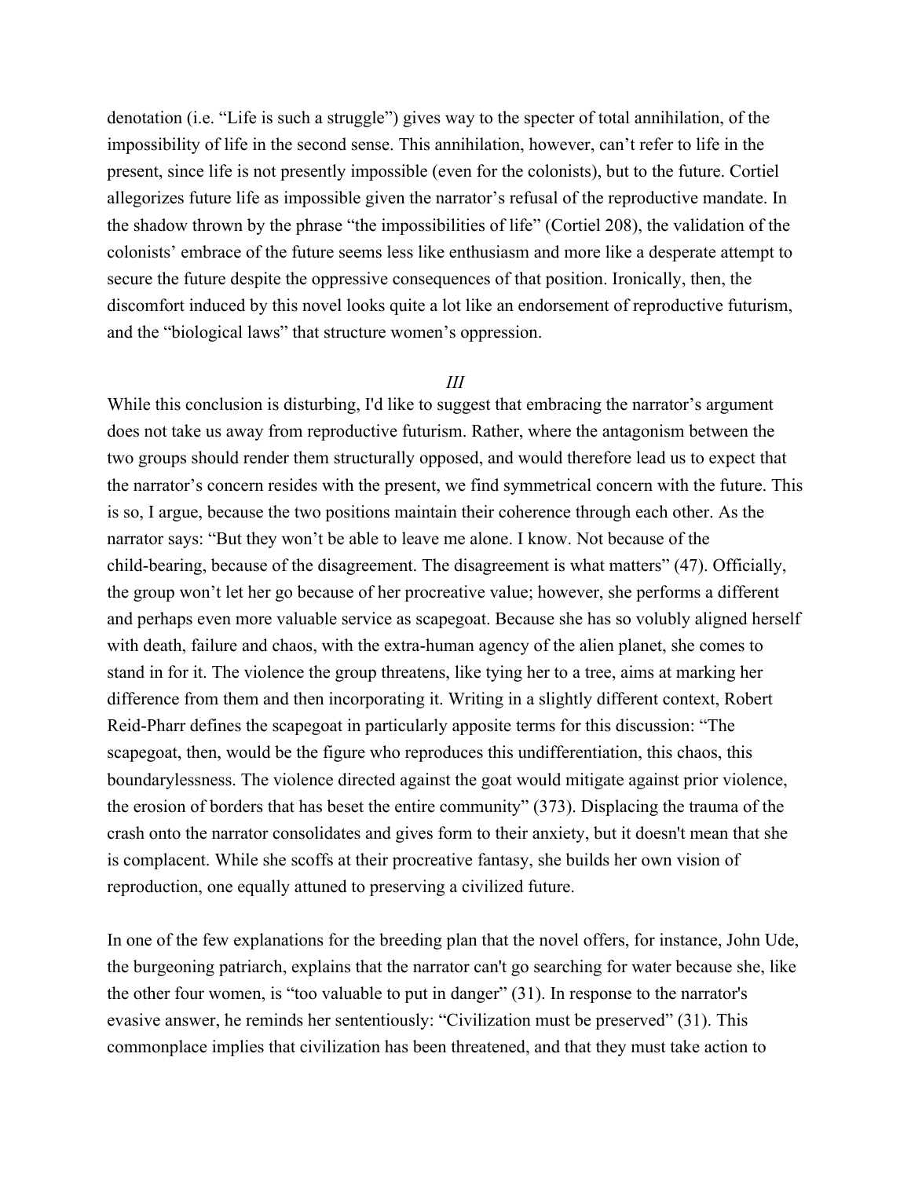denotation (i.e. "Life is such a struggle") gives way to the specter of total annihilation, of the impossibility of life in the second sense. This annihilation, however, can't refer to life in the present, since life is not presently impossible (even for the colonists), but to the future. Cortiel allegorizes future life as impossible given the narrator's refusal of the reproductive mandate. In the shadow thrown by the phrase "the impossibilities of life" (Cortiel 208), the validation of the colonists' embrace of the future seems less like enthusiasm and more like a desperate attempt to secure the future despite the oppressive consequences of that position. Ironically, then, the discomfort induced by this novel looks quite a lot like an endorsement of reproductive futurism, and the "biological laws" that structure women's oppression.

### *III*

While this conclusion is disturbing, I'd like to suggest that embracing the narrator's argument does not take us away from reproductive futurism. Rather, where the antagonism between the two groups should render them structurally opposed, and would therefore lead us to expect that the narrator's concern resides with the present, we find symmetrical concern with the future. This is so, I argue, because the two positions maintain their coherence through each other. As the narrator says: "But they won't be able to leave me alone. I know. Not because of the child-bearing, because of the disagreement. The disagreement is what matters" (47). Officially, the group won't let her go because of her procreative value; however, she performs a different and perhaps even more valuable service as scapegoat. Because she has so volubly aligned herself with death, failure and chaos, with the extra-human agency of the alien planet, she comes to stand in for it. The violence the group threatens, like tying her to a tree, aims at marking her difference from them and then incorporating it. Writing in a slightly different context, Robert Reid-Pharr defines the scapegoat in particularly apposite terms for this discussion: "The scapegoat, then, would be the figure who reproduces this undifferentiation, this chaos, this boundarylessness. The violence directed against the goat would mitigate against prior violence, the erosion of borders that has beset the entire community" (373). Displacing the trauma of the crash onto the narrator consolidates and gives form to their anxiety, but it doesn't mean that she is complacent. While she scoffs at their procreative fantasy, she builds her own vision of reproduction, one equally attuned to preserving a civilized future.

In one of the few explanations for the breeding plan that the novel offers, for instance, John Ude, the burgeoning patriarch, explains that the narrator can't go searching for water because she, like the other four women, is "too valuable to put in danger" (31). In response to the narrator's evasive answer, he reminds her sententiously: "Civilization must be preserved" (31). This commonplace implies that civilization has been threatened, and that they must take action to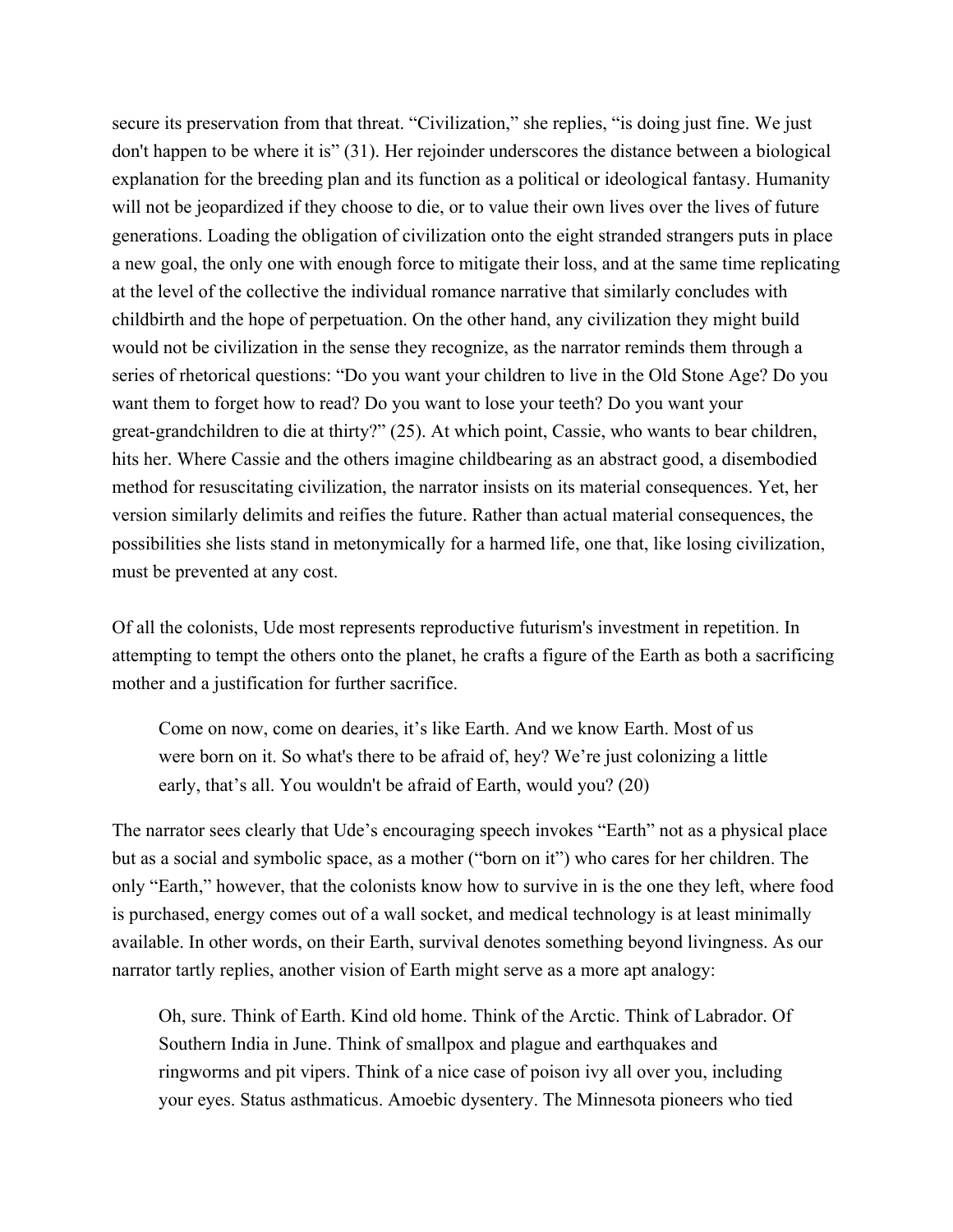secure its preservation from that threat. "Civilization," she replies, "is doing just fine. We just don't happen to be where it is" (31). Her rejoinder underscores the distance between a biological explanation for the breeding plan and its function as a political or ideological fantasy. Humanity will not be jeopardized if they choose to die, or to value their own lives over the lives of future generations. Loading the obligation of civilization onto the eight stranded strangers puts in place a new goal, the only one with enough force to mitigate their loss, and at the same time replicating at the level of the collective the individual romance narrative that similarly concludes with childbirth and the hope of perpetuation. On the other hand, any civilization they might build would not be civilization in the sense they recognize, as the narrator reminds them through a series of rhetorical questions: "Do you want your children to live in the Old Stone Age? Do you want them to forget how to read? Do you want to lose your teeth? Do you want your great-grandchildren to die at thirty?" (25). At which point, Cassie, who wants to bear children, hits her. Where Cassie and the others imagine childbearing as an abstract good, a disembodied method for resuscitating civilization, the narrator insists on its material consequences. Yet, her version similarly delimits and reifies the future. Rather than actual material consequences, the possibilities she lists stand in metonymically for a harmed life, one that, like losing civilization, must be prevented at any cost.

Of all the colonists, Ude most represents reproductive futurism's investment in repetition. In attempting to tempt the others onto the planet, he crafts a figure of the Earth as both a sacrificing mother and a justification for further sacrifice.

> Come on now, come on dearies, it's like Earth. And we know Earth. Most of us were born on it. So what's there to be afraid of, hey? We're just colonizing a little early, that's all. You wouldn't be afraid of Earth, would you? (20)

The narrator sees clearly that Ude's encouraging speech invokes "Earth" not as a physical place but as a social and symbolic space, as a mother ("born on it") who cares for her children. The only "Earth," however, that the colonists know how to survive in is the one they left, where food is purchased, energy comes out of a wall socket, and medical technology is at least minimally available. In other words, on their Earth, survival denotes something beyond livingness. As our narrator tartly replies, another vision of Earth might serve as a more apt analogy:

> Oh, sure. Think of Earth. Kind old home. Think of the Arctic. Think of Labrador. Of Southern India in June. Think of smallpox and plague and earthquakes and ringworms and pit vipers. Think of a nice case of poison ivy all over you, including your eyes. Status asthmaticus. Amoebic dysentery. The Minnesota pioneers who tied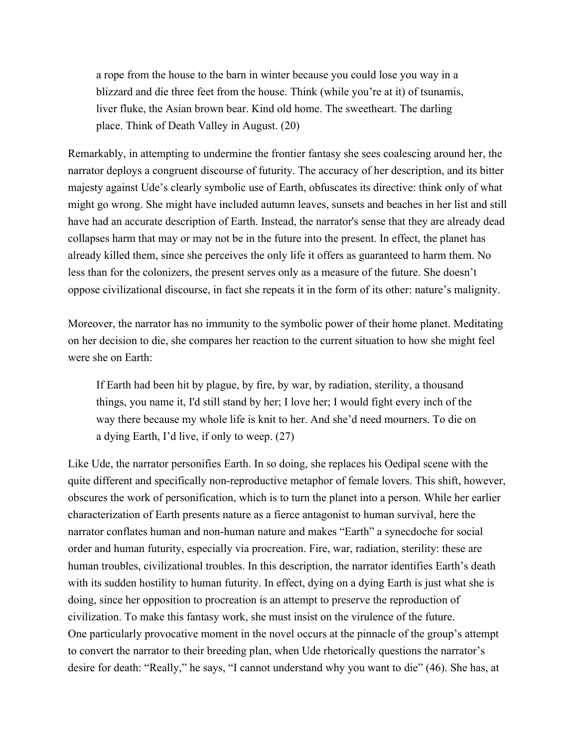> a rope from the house to the barn in winter because you could lose you way in a blizzard and die three feet from the house. Think (while you're at it) of tsunamis, liver fluke, the Asian brown bear. Kind old home. The sweetheart. The darling place. Think of Death Valley in August. (20)

Remarkably, in attempting to undermine the frontier fantasy she sees coalescing around her, the narrator deploys a congruent discourse of futurity. The accuracy of her description, and its bitter majesty against Ude's clearly symbolic use of Earth, obfuscates its directive: think only of what might go wrong. She might have included autumn leaves, sunsets and beaches in her list and still have had an accurate description of Earth. Instead, the narrator's sense that they are already dead collapses harm that may or may not be in the future into the present. In effect, the planet has already killed them, since she perceives the only life it offers as guaranteed to harm them. No less than for the colonizers, the present serves only as a measure of the future. She doesn't oppose civilizational discourse, in fact she repeats it in the form of its other: nature's malignity.

Moreover, the narrator has no immunity to the symbolic power of their home planet. Meditating on her decision to die, she compares her reaction to the current situation to how she might feel were she on Earth:

> If Earth had been hit by plague, by fire, by war, by radiation, sterility, a thousand things, you name it, I'd still stand by her; I love her; I would fight every inch of the way there because my whole life is knit to her. And she'd need mourners. To die on a dying Earth, I'd live, if only to weep. (27)

Like Ude, the narrator personifies Earth. In so doing, she replaces his Oedipal scene with the quite different and specifically non-reproductive metaphor of female lovers. This shift, however, obscures the work of personification, which is to turn the planet into a person. While her earlier characterization of Earth presents nature as a fierce antagonist to human survival, here the narrator conflates human and non-human nature and makes "Earth" a synecdoche for social order and human futurity, especially via procreation. Fire, war, radiation, sterility: these are human troubles, civilizational troubles. In this description, the narrator identifies Earth's death with its sudden hostility to human futurity. In effect, dying on a dying Earth is just what she is doing, since her opposition to procreation is an attempt to preserve the reproduction of civilization. To make this fantasy work, she must insist on the virulence of the future.

One particularly provocative moment in the novel occurs at the pinnacle of the group's attempt to convert the narrator to their breeding plan, when Ude rhetorically questions the narrator's desire for death: "Really," he says, "I cannot understand why you want to die" (46). She has, at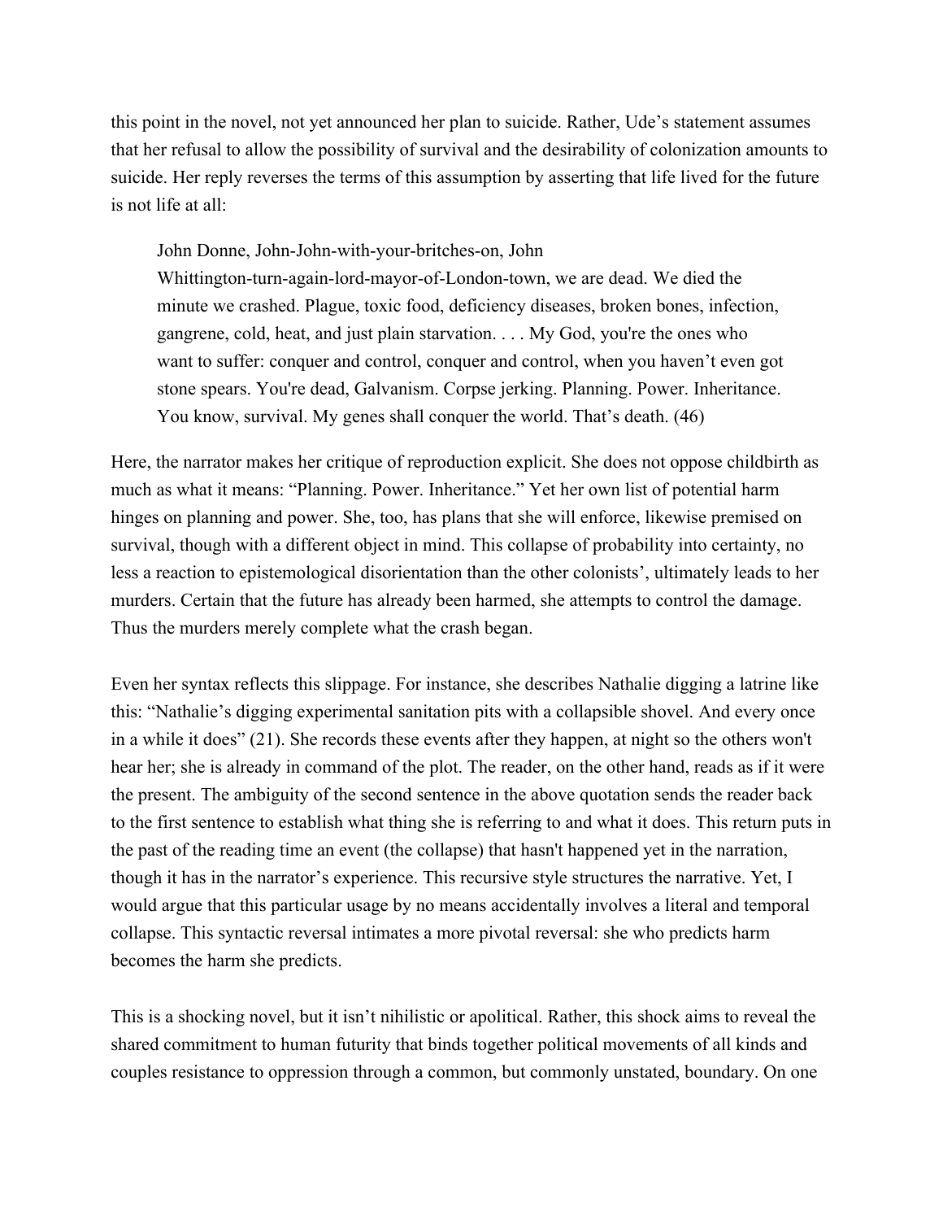this point in the novel, not yet announced her plan to suicide. Rather, Ude's statement assumes that her refusal to allow the possibility of survival and the desirability of colonization amounts to suicide. Her reply reverses the terms of this assumption by asserting that life lived for the future is not life at all:

> John Donne, John-John-with-your-britches-on, John Whittington-turn-again-lord-mayor-of-London-town, we are dead. We died the minute we crashed. Plague, toxic food, deficiency diseases, broken bones, infection, gangrene, cold, heat, and just plain starvation. . . . My God, you're the ones who want to suffer: conquer and control, conquer and control, when you haven't even got stone spears. You're dead, Galvanism. Corpse jerking. Planning. Power. Inheritance. You know, survival. My genes shall conquer the world. That's death. (46)

Here, the narrator makes her critique of reproduction explicit. She does not oppose childbirth as much as what it means: "Planning. Power. Inheritance." Yet her own list of potential harm hinges on planning and power. She, too, has plans that she will enforce, likewise premised on survival, though with a different object in mind. This collapse of probability into certainty, no less a reaction to epistemological disorientation than the other colonists', ultimately leads to her murders. Certain that the future has already been harmed, she attempts to control the damage. Thus the murders merely complete what the crash began.

Even her syntax reflects this slippage. For instance, she describes Nathalie digging a latrine like this: "Nathalie's digging experimental sanitation pits with a collapsible shovel. And every once in a while it does" (21). She records these events after they happen, at night so the others won't hear her; she is already in command of the plot. The reader, on the other hand, reads as if it were the present. The ambiguity of the second sentence in the above quotation sends the reader back to the first sentence to establish what thing she is referring to and what it does. This return puts in the past of the reading time an event (the collapse) that hasn't happened yet in the narration, though it has in the narrator's experience. This recursive style structures the narrative. Yet, I would argue that this particular usage by no means accidentally involves a literal and temporal collapse. This syntactic reversal intimates a more pivotal reversal: she who predicts harm becomes the harm she predicts.

This is a shocking novel, but it isn't nihilistic or apolitical. Rather, this shock aims to reveal the shared commitment to human futurity that binds together political movements of all kinds and couples resistance to oppression through a common, but commonly unstated, boundary. On one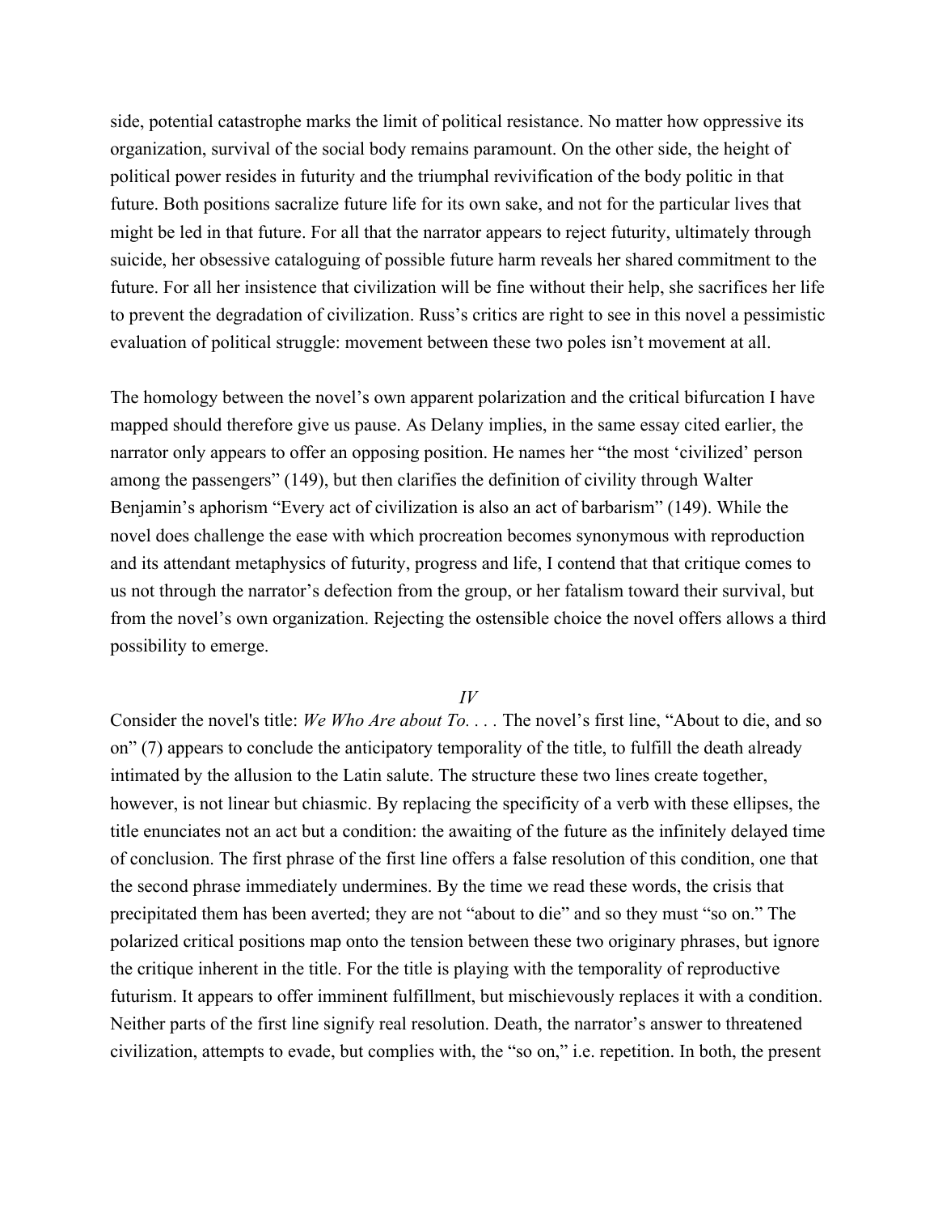side, potential catastrophe marks the limit of political resistance. No matter how oppressive its organization, survival of the social body remains paramount. On the other side, the height of political power resides in futurity and the triumphal revivification of the body politic in that future. Both positions sacralize future life for its own sake, and not for the particular lives that might be led in that future. For all that the narrator appears to reject futurity, ultimately through suicide, her obsessive cataloguing of possible future harm reveals her shared commitment to the future. For all her insistence that civilization will be fine without their help, she sacrifices her life to prevent the degradation of civilization. Russ's critics are right to see in this novel a pessimistic evaluation of political struggle: movement between these two poles isn't movement at all.

The homology between the novel's own apparent polarization and the critical bifurcation I have mapped should therefore give us pause. As Delany implies, in the same essay cited earlier, the narrator only appears to offer an opposing position. He names her "the most 'civilized' person among the passengers" (149), but then clarifies the definition of civility through Walter Benjamin's aphorism "Every act of civilization is also an act of barbarism" (149). While the novel does challenge the ease with which procreation becomes synonymous with reproduction and its attendant metaphysics of futurity, progress and life, I contend that that critique comes to us not through the narrator's defection from the group, or her fatalism toward their survival, but from the novel's own organization. Rejecting the ostensible choice the novel offers allows a third possibility to emerge.

## *IV*

Consider the novel's title: *We Who Are about To. . . .* The novel's first line, "About to die, and so on" (7) appears to conclude the anticipatory temporality of the title, to fulfill the death already intimated by the allusion to the Latin salute. The structure these two lines create together, however, is not linear but chiasmic. By replacing the specificity of a verb with these ellipses, the title enunciates not an act but a condition: the awaiting of the future as the infinitely delayed time of conclusion. The first phrase of the first line offers a false resolution of this condition, one that the second phrase immediately undermines. By the time we read these words, the crisis that precipitated them has been averted; they are not "about to die" and so they must "so on." The polarized critical positions map onto the tension between these two originary phrases, but ignore the critique inherent in the title. For the title is playing with the temporality of reproductive futurism. It appears to offer imminent fulfillment, but mischievously replaces it with a condition. Neither parts of the first line signify real resolution. Death, the narrator's answer to threatened civilization, attempts to evade, but complies with, the "so on," i.e. repetition. In both, the present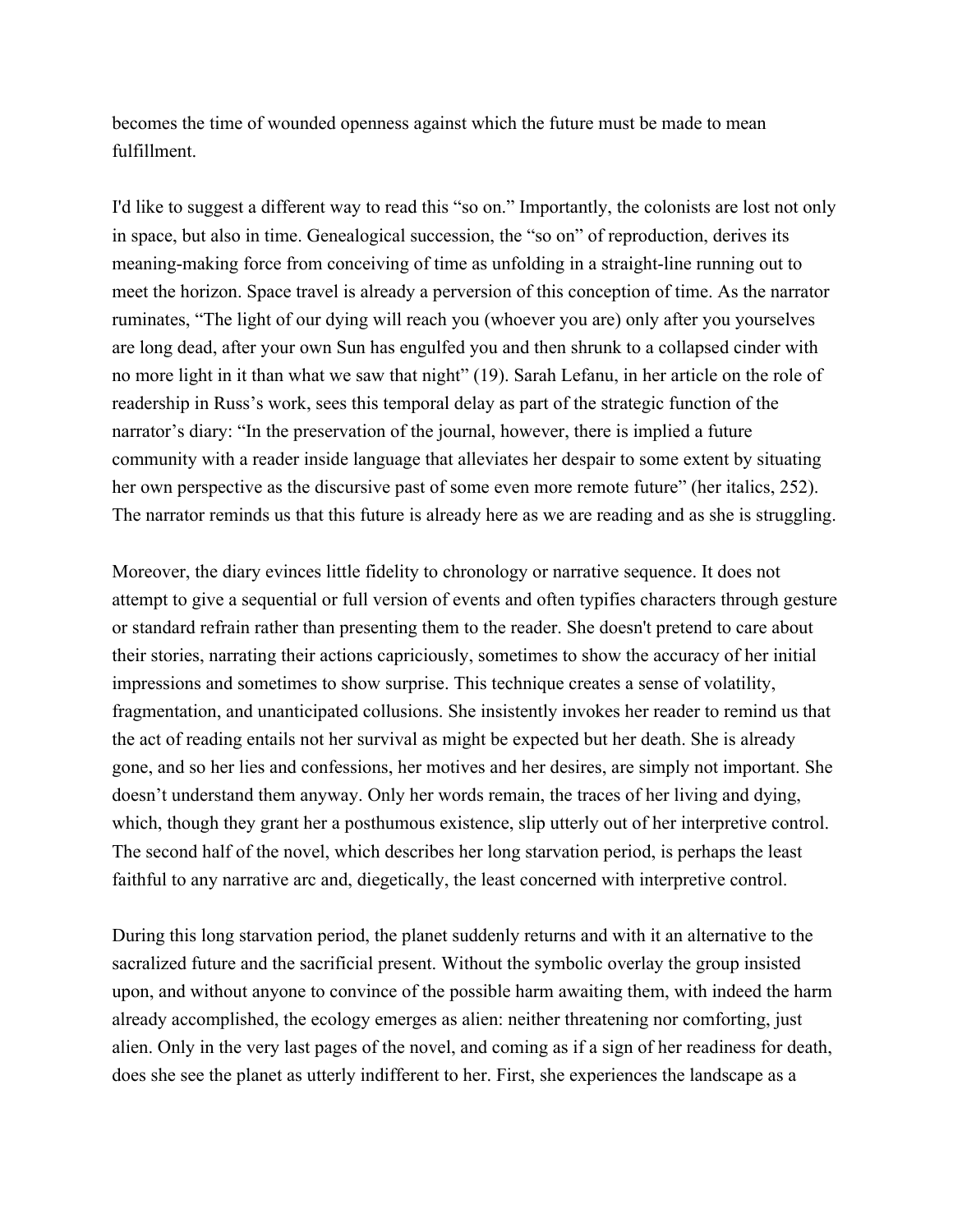becomes the time of wounded openness against which the future must be made to mean fulfillment.

I'd like to suggest a different way to read this "so on." Importantly, the colonists are lost not only in space, but also in time. Genealogical succession, the "so on" of reproduction, derives its meaning-making force from conceiving of time as unfolding in a straight-line running out to meet the horizon. Space travel is already a perversion of this conception of time. As the narrator ruminates, "The light of our dying will reach you (whoever you are) only after you yourselves are long dead, after your own Sun has engulfed you and then shrunk to a collapsed cinder with no more light in it than what we saw that night" (19). Sarah Lefanu, in her article on the role of readership in Russ's work, sees this temporal delay as part of the strategic function of the narrator's diary: "In the preservation of the journal, however, there is implied a future community with a reader inside language that alleviates her despair to some extent by situating her own perspective as the discursive past of some even more remote future" (her italics, 252). The narrator reminds us that this future is already here as we are reading and as she is struggling.

Moreover, the diary evinces little fidelity to chronology or narrative sequence. It does not attempt to give a sequential or full version of events and often typifies characters through gesture or standard refrain rather than presenting them to the reader. She doesn't pretend to care about their stories, narrating their actions capriciously, sometimes to show the accuracy of her initial impressions and sometimes to show surprise. This technique creates a sense of volatility, fragmentation, and unanticipated collusions. She insistently invokes her reader to remind us that the act of reading entails not her survival as might be expected but her death. She is already gone, and so her lies and confessions, her motives and her desires, are simply not important. She doesn't understand them anyway. Only her words remain, the traces of her living and dying, which, though they grant her a posthumous existence, slip utterly out of her interpretive control. The second half of the novel, which describes her long starvation period, is perhaps the least faithful to any narrative arc and, diegetically, the least concerned with interpretive control.

During this long starvation period, the planet suddenly returns and with it an alternative to the sacralized future and the sacrificial present. Without the symbolic overlay the group insisted upon, and without anyone to convince of the possible harm awaiting them, with indeed the harm already accomplished, the ecology emerges as alien: neither threatening nor comforting, just alien. Only in the very last pages of the novel, and coming as if a sign of her readiness for death, does she see the planet as utterly indifferent to her. First, she experiences the landscape as a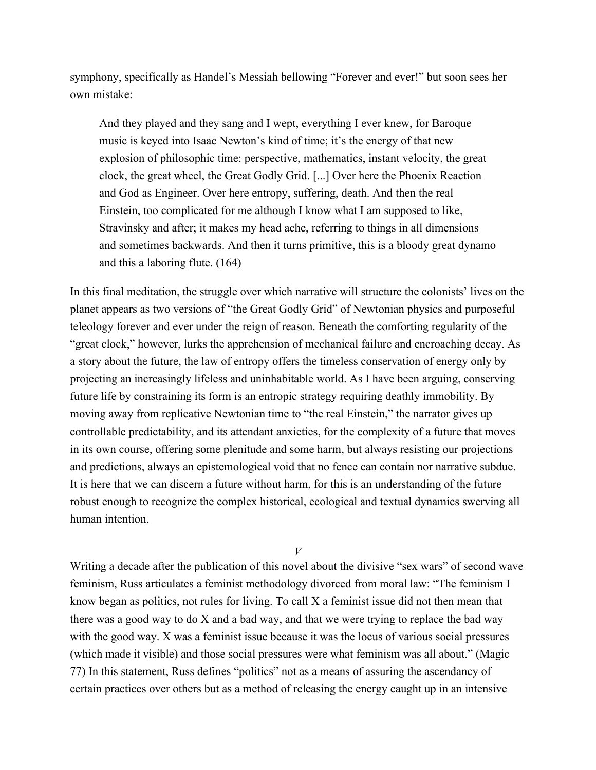symphony, specifically as Handel's Messiah bellowing "Forever and ever!" but soon sees her own mistake:

> And they played and they sang and I wept, everything I ever knew, for Baroque music is keyed into Isaac Newton's kind of time; it's the energy of that new explosion of philosophic time: perspective, mathematics, instant velocity, the great clock, the great wheel, the Great Godly Grid. [...] Over here the Phoenix Reaction and God as Engineer. Over here entropy, suffering, death. And then the real Einstein, too complicated for me although I know what I am supposed to like, Stravinsky and after; it makes my head ache, referring to things in all dimensions and sometimes backwards. And then it turns primitive, this is a bloody great dynamo and this a laboring flute. (164)

In this final meditation, the struggle over which narrative will structure the colonists' lives on the planet appears as two versions of "the Great Godly Grid" of Newtonian physics and purposeful teleology forever and ever under the reign of reason. Beneath the comforting regularity of the "great clock," however, lurks the apprehension of mechanical failure and encroaching decay. As a story about the future, the law of entropy offers the timeless conservation of energy only by projecting an increasingly lifeless and uninhabitable world. As I have been arguing, conserving future life by constraining its form is an entropic strategy requiring deathly immobility. By moving away from replicative Newtonian time to "the real Einstein," the narrator gives up controllable predictability, and its attendant anxieties, for the complexity of a future that moves in its own course, offering some plenitude and some harm, but always resisting our projections and predictions, always an epistemological void that no fence can contain nor narrative subdue. It is here that we can discern a future without harm, for this is an understanding of the future robust enough to recognize the complex historical, ecological and textual dynamics swerving all human intention.

## *V*

Writing a decade after the publication of this novel about the divisive "sex wars" of second wave feminism, Russ articulates a feminist methodology divorced from moral law: "The feminism I know began as politics, not rules for living. To call X a feminist issue did not then mean that there was a good way to do X and a bad way, and that we were trying to replace the bad way with the good way. X was a feminist issue because it was the locus of various social pressures (which made it visible) and those social pressures were what feminism was all about." (Magic 77) In this statement, Russ defines "politics" not as a means of assuring the ascendancy of certain practices over others but as a method of releasing the energy caught up in an intensive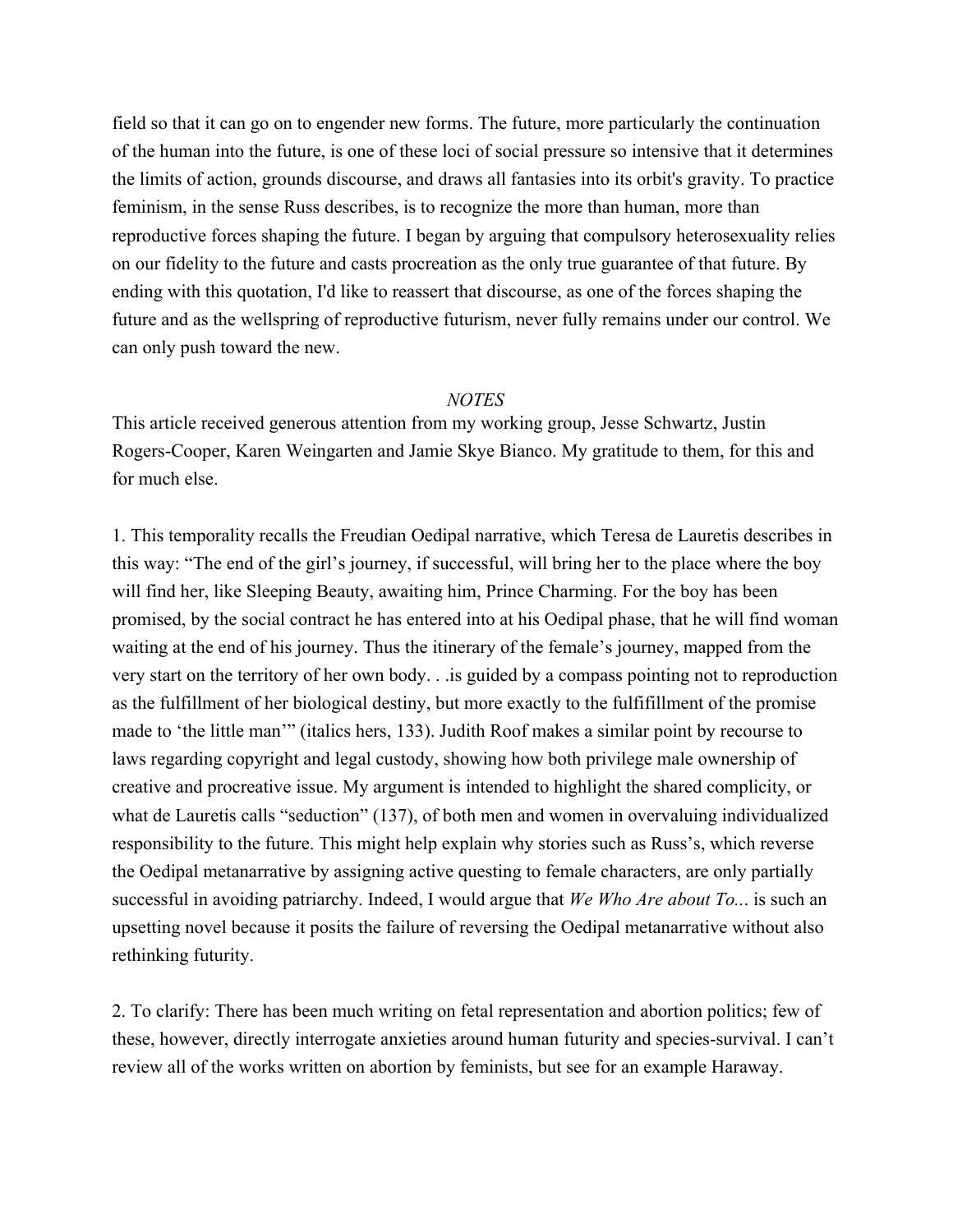field so that it can go on to engender new forms. The future, more particularly the continuation of the human into the future, is one of these loci of social pressure so intensive that it determines the limits of action, grounds discourse, and draws all fantasies into its orbit's gravity. To practice feminism, in the sense Russ describes, is to recognize the more than human, more than reproductive forces shaping the future. I began by arguing that compulsory heterosexuality relies on our fidelity to the future and casts procreation as the only true guarantee of that future. By ending with this quotation, I'd like to reassert that discourse, as one of the forces shaping the future and as the wellspring of reproductive futurism, never fully remains under our control. We can only push toward the new.

*NOTES*

This article received generous attention from my working group, Jesse Schwartz, Justin Rogers-Cooper, Karen Weingarten and Jamie Skye Bianco. My gratitude to them, for this and for much else.

1. This temporality recalls the Freudian Oedipal narrative, which Teresa de Lauretis describes in this way: "The end of the girl's journey, if successful, will bring her to the place where the boy will find her, like Sleeping Beauty, awaiting him, Prince Charming. For the boy has been promised, by the social contract he has entered into at his Oedipal phase, that he will find woman waiting at the end of his journey. Thus the itinerary of the female's journey, mapped from the very start on the territory of her own body. . .is guided by a compass pointing not to reproduction as the fulfillment of her biological destiny, but more exactly to the fulfifillment of the promise made to 'the little man'" (italics hers, 133). Judith Roof makes a similar point by recourse to laws regarding copyright and legal custody, showing how both privilege male ownership of creative and procreative issue. My argument is intended to highlight the shared complicity, or what de Lauretis calls "seduction" (137), of both men and women in overvaluing individualized responsibility to the future. This might help explain why stories such as Russ's, which reverse the Oedipal metanarrative by assigning active questing to female characters, are only partially successful in avoiding patriarchy. Indeed, I would argue that *We Who Are about To...* is such an upsetting novel because it posits the failure of reversing the Oedipal metanarrative without also rethinking futurity.

2. To clarify: There has been much writing on fetal representation and abortion politics; few of these, however, directly interrogate anxieties around human futurity and species-survival. I can't review all of the works written on abortion by feminists, but see for an example Haraway.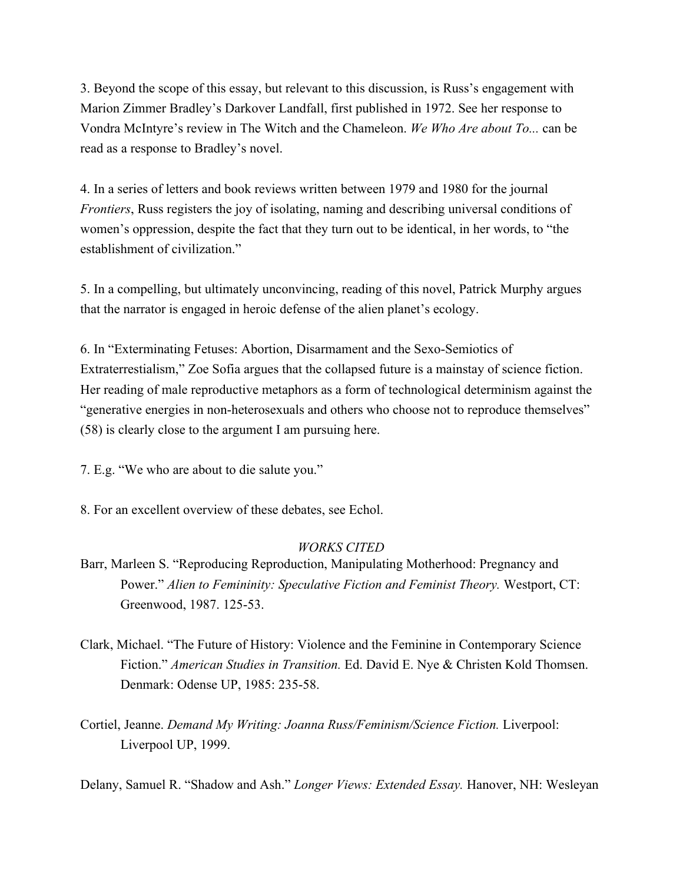3. Beyond the scope of this essay, but relevant to this discussion, is Russ's engagement with Marion Zimmer Bradley's Darkover Landfall, first published in 1972. See her response to Vondra McIntyre's review in The Witch and the Chameleon. *We Who Are about To...* can be read as a response to Bradley's novel.

4. In a series of letters and book reviews written between 1979 and 1980 for the journal *Frontiers*, Russ registers the joy of isolating, naming and describing universal conditions of women's oppression, despite the fact that they turn out to be identical, in her words, to "the establishment of civilization."

5. In a compelling, but ultimately unconvincing, reading of this novel, Patrick Murphy argues that the narrator is engaged in heroic defense of the alien planet's ecology.

6. In "Exterminating Fetuses: Abortion, Disarmament and the Sexo-Semiotics of Extraterrestialism," Zoe Sofia argues that the collapsed future is a mainstay of science fiction. Her reading of male reproductive metaphors as a form of technological determinism against the "generative energies in non-heterosexuals and others who choose not to reproduce themselves" (58) is clearly close to the argument I am pursuing here.

7. E.g. "We who are about to die salute you."

8. For an excellent overview of these debates, see Echol.

## *WORKS CITED*

Barr, Marleen S. "Reproducing Reproduction, Manipulating Motherhood: Pregnancy and Power." *Alien to Femininity: Speculative Fiction and Feminist Theory.* Westport, CT: Greenwood, 1987. 125-53.

Clark, Michael. "The Future of History: Violence and the Feminine in Contemporary Science Fiction." *American Studies in Transition.* Ed. David E. Nye & Christen Kold Thomsen. Denmark: Odense UP, 1985: 235-58.

Cortiel, Jeanne. *Demand My Writing: Joanna Russ/Feminism/Science Fiction.* Liverpool: Liverpool UP, 1999.

Delany, Samuel R. "Shadow and Ash." *Longer Views: Extended Essay.* Hanover, NH: Wesleyan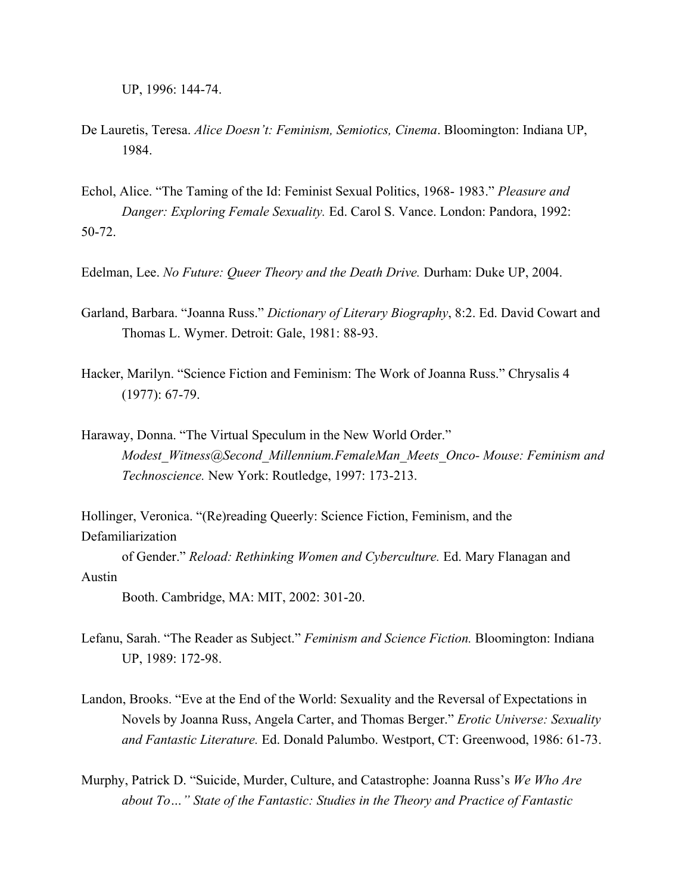UP, 1996: 144-74.

De Lauretis, Teresa. *Alice Doesn't: Feminism, Semiotics, Cinema*. Bloomington: Indiana UP, 1984.

Echol, Alice. "The Taming of the Id: Feminist Sexual Politics, 1968- 1983." *Pleasure and Danger: Exploring Female Sexuality.* Ed. Carol S. Vance. London: Pandora, 1992: 50-72.

Edelman, Lee. *No Future: Queer Theory and the Death Drive.* Durham: Duke UP, 2004.

Garland, Barbara. "Joanna Russ." *Dictionary of Literary Biography*, 8:2. Ed. David Cowart and Thomas L. Wymer. Detroit: Gale, 1981: 88-93.

Hacker, Marilyn. "Science Fiction and Feminism: The Work of Joanna Russ." Chrysalis 4 (1977): 67-79.

Haraway, Donna. "The Virtual Speculum in the New World Order." *Modest_Witness@Second_Millennium.FemaleMan_Meets_Onco- Mouse: Feminism and Technoscience.* New York: Routledge, 1997: 173-213.

Hollinger, Veronica. "(Re)reading Queerly: Science Fiction, Feminism, and the Defamiliarization of Gender." *Reload: Rethinking Women and Cyberculture.* Ed. Mary Flanagan and Austin Booth. Cambridge, MA: MIT, 2002: 301-20.

Lefanu, Sarah. "The Reader as Subject." *Feminism and Science Fiction.* Bloomington: Indiana UP, 1989: 172-98.

Landon, Brooks. "Eve at the End of the World: Sexuality and the Reversal of Expectations in Novels by Joanna Russ, Angela Carter, and Thomas Berger." *Erotic Universe: Sexuality and Fantastic Literature.* Ed. Donald Palumbo. Westport, CT: Greenwood, 1986: 61-73.

Murphy, Patrick D. "Suicide, Murder, Culture, and Catastrophe: Joanna Russ's *We Who Are about To…" State of the Fantastic: Studies in the Theory and Practice of Fantastic*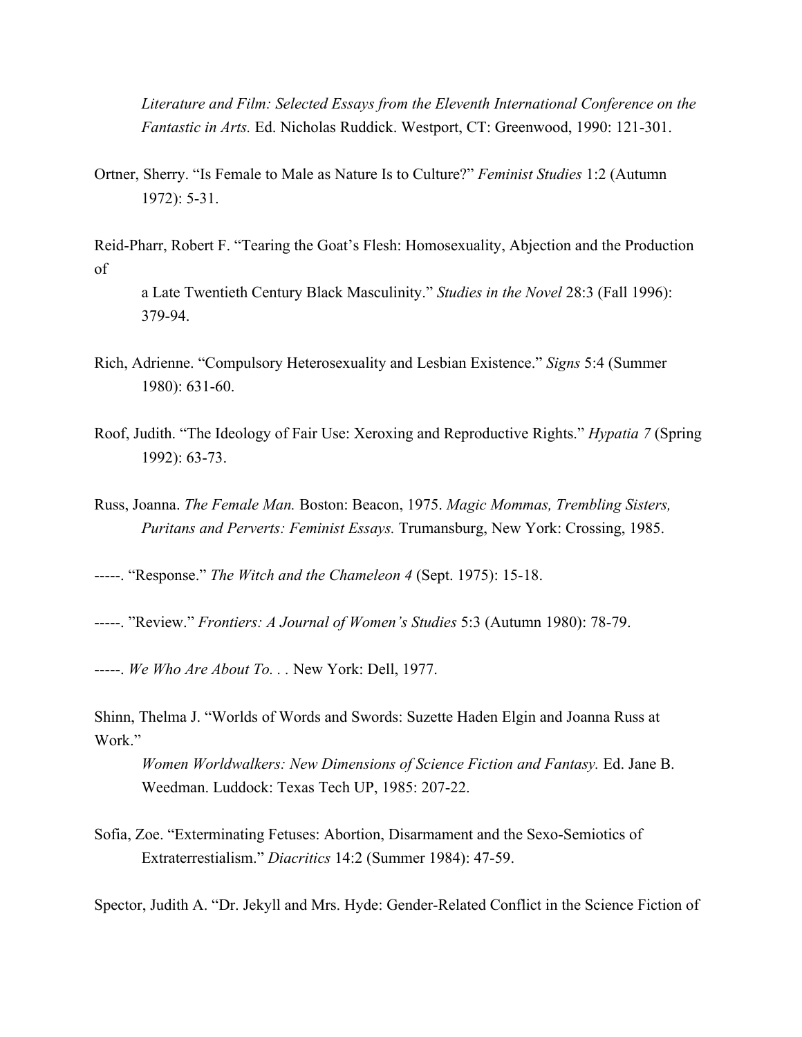*Literature and Film: Selected Essays from the Eleventh International Conference on the Fantastic in Arts.* Ed. Nicholas Ruddick. Westport, CT: Greenwood, 1990: 121-301.

Ortner, Sherry. "Is Female to Male as Nature Is to Culture?" *Feminist Studies* 1:2 (Autumn 1972): 5-31.

Reid-Pharr, Robert F. "Tearing the Goat's Flesh: Homosexuality, Abjection and the Production of a Late Twentieth Century Black Masculinity." *Studies in the Novel* 28:3 (Fall 1996): 379-94.

Rich, Adrienne. "Compulsory Heterosexuality and Lesbian Existence." *Signs* 5:4 (Summer 1980): 631-60.

Roof, Judith. "The Ideology of Fair Use: Xeroxing and Reproductive Rights." *Hypatia 7* (Spring 1992): 63-73.

Russ, Joanna. *The Female Man.* Boston: Beacon, 1975. *Magic Mommas, Trembling Sisters, Puritans and Perverts: Feminist Essays.* Trumansburg, New York: Crossing, 1985.

-----. "Response." *The Witch and the Chameleon 4* (Sept. 1975): 15-18.

-----. "Review." *Frontiers: A Journal of Women's Studies* 5:3 (Autumn 1980): 78-79.

-----. *We Who Are About To. . .* New York: Dell, 1977.

Shinn, Thelma J. "Worlds of Words and Swords: Suzette Haden Elgin and Joanna Russ at Work." *Women Worldwalkers: New Dimensions of Science Fiction and Fantasy.* Ed. Jane B. Weedman. Luddock: Texas Tech UP, 1985: 207-22.

Sofia, Zoe. "Exterminating Fetuses: Abortion, Disarmament and the Sexo-Semiotics of Extraterrestialism." *Diacritics* 14:2 (Summer 1984): 47-59.

Spector, Judith A. "Dr. Jekyll and Mrs. Hyde: Gender-Related Conflict in the Science Fiction of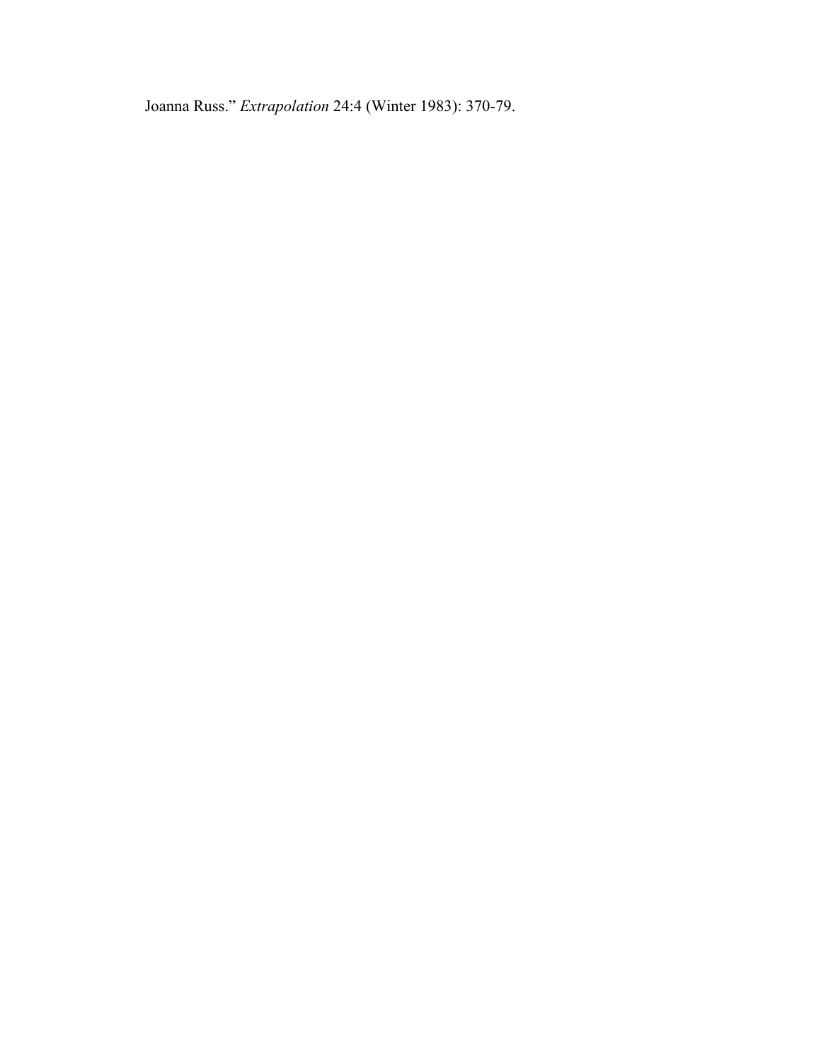Joanna Russ." *Extrapolation* 24:4 (Winter 1983): 370-79.